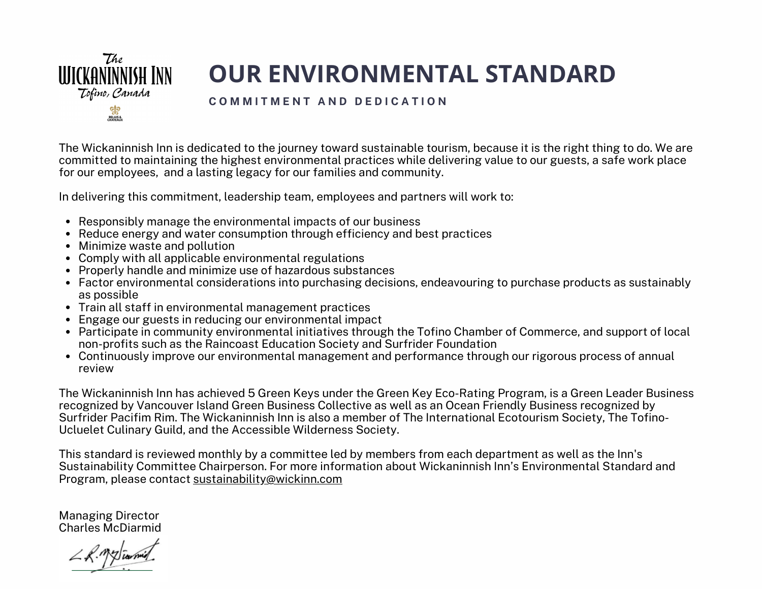The Wickaninnish Inn
Tofino, Canada

# OUR ENVIRONMENTAL STANDARD

**COMMITMENT AND DEDICATION**

The Wickaninnish Inn is dedicated to the journey toward sustainable tourism, because it is the right thing to do. We are committed to maintaining the highest environmental practices while delivering value to our guests, a safe work place for our employees, and a lasting legacy for our families and community.

In delivering this commitment, leadership team, employees and partners will work to:

- Responsibly manage the environmental impacts of our business
- Reduce energy and water consumption through efficiency and best practices
- Minimize waste and pollution
- Comply with all applicable environmental regulations
- Properly handle and minimize use of hazardous substances
- Factor environmental considerations into purchasing decisions, endeavouring to purchase products as sustainably as possible
- Train all staff in environmental management practices
- Engage our guests in reducing our environmental impact
- Participate in community environmental initiatives through the Tofino Chamber of Commerce, and support of local non-profits such as the Raincoast Education Society and Surfrider Foundation
- Continuously improve our environmental management and performance through our rigorous process of annual review

The Wickaninnish Inn has achieved 5 Green Keys under the Green Key Eco-Rating Program, is a Green Leader Business recognized by Vancouver Island Green Business Collective as well as an Ocean Friendly Business recognized by Surfrider Pacifim Rim. The Wickaninnish Inn is also a member of The International Ecotourism Society, The Tofino-Ucluelet Culinary Guild, and the Accessible Wilderness Society.

This standard is reviewed monthly by a committee led by members from each department as well as the Inn's Sustainability Committee Chairperson. For more information about Wickaninnish Inn's Environmental Standard and Program, please contact sustainability@wickinn.com

Managing Director
Charles McDiarmid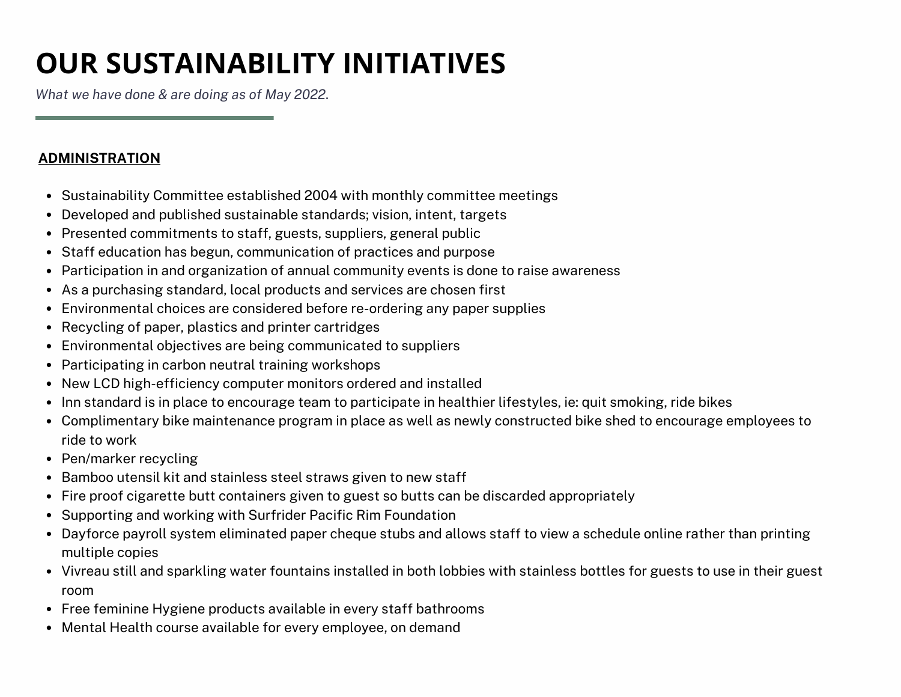# OUR SUSTAINABILITY INITIATIVES

*What we have done & are doing as of May 2022.*

## ADMINISTRATION

- Sustainability Committee established 2004 with monthly committee meetings
- Developed and published sustainable standards; vision, intent, targets
- Presented commitments to staff, guests, suppliers, general public
- Staff education has begun, communication of practices and purpose
- Participation in and organization of annual community events is done to raise awareness
- As a purchasing standard, local products and services are chosen first
- Environmental choices are considered before re-ordering any paper supplies
- Recycling of paper, plastics and printer cartridges
- Environmental objectives are being communicated to suppliers
- Participating in carbon neutral training workshops
- New LCD high-efficiency computer monitors ordered and installed
- Inn standard is in place to encourage team to participate in healthier lifestyles, ie: quit smoking, ride bikes
- Complimentary bike maintenance program in place as well as newly constructed bike shed to encourage employees to ride to work
- Pen/marker recycling
- Bamboo utensil kit and stainless steel straws given to new staff
- Fire proof cigarette butt containers given to guest so butts can be discarded appropriately
- Supporting and working with Surfrider Pacific Rim Foundation
- Dayforce payroll system eliminated paper cheque stubs and allows staff to view a schedule online rather than printing multiple copies
- Vivreau still and sparkling water fountains installed in both lobbies with stainless bottles for guests to use in their guest room
- Free feminine Hygiene products available in every staff bathrooms
- Mental Health course available for every employee, on demand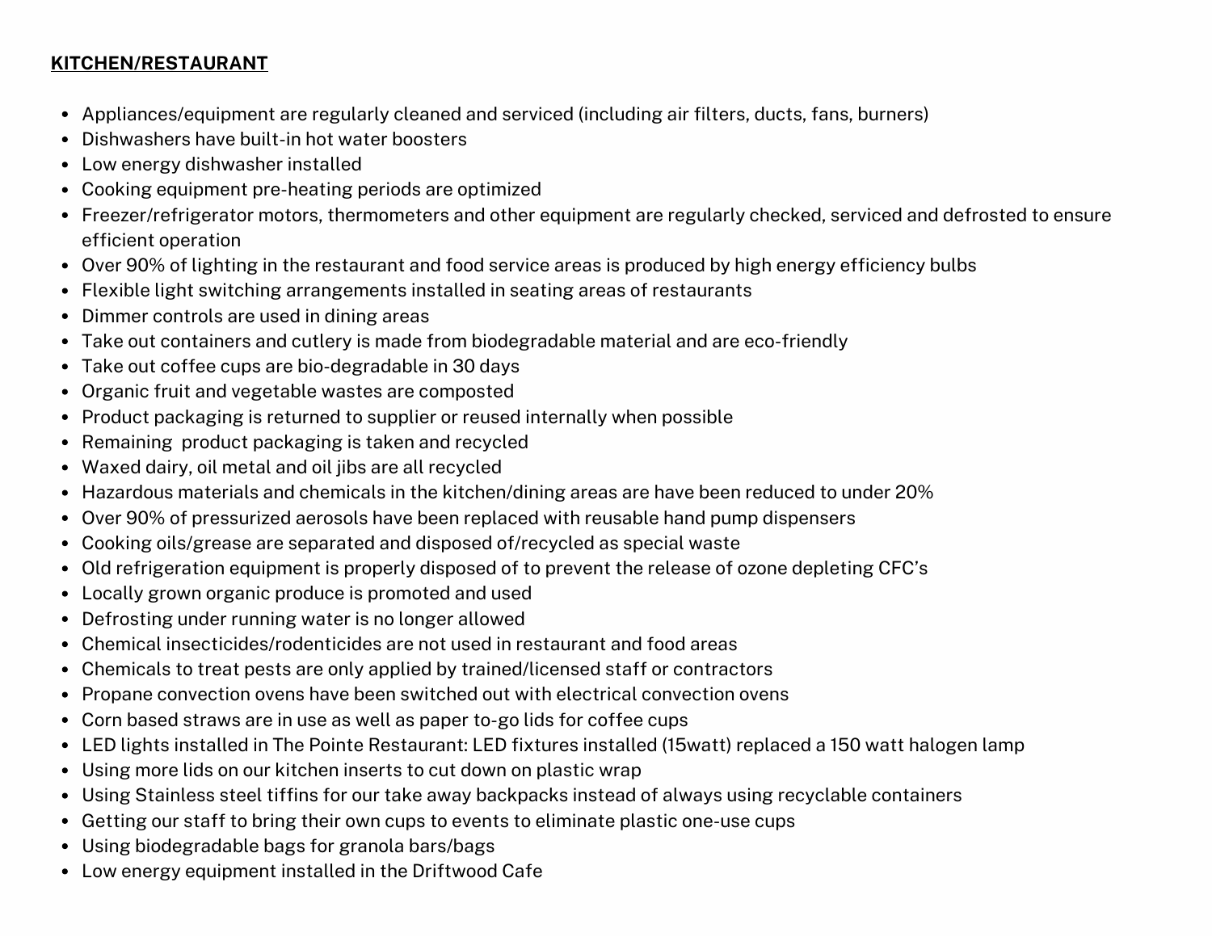**KITCHEN/RESTAURANT**

- Appliances/equipment are regularly cleaned and serviced (including air filters, ducts, fans, burners)
- Dishwashers have built-in hot water boosters
- Low energy dishwasher installed
- Cooking equipment pre-heating periods are optimized
- Freezer/refrigerator motors, thermometers and other equipment are regularly checked, serviced and defrosted to ensure efficient operation
- Over 90% of lighting in the restaurant and food service areas is produced by high energy efficiency bulbs
- Flexible light switching arrangements installed in seating areas of restaurants
- Dimmer controls are used in dining areas
- Take out containers and cutlery is made from biodegradable material and are eco-friendly
- Take out coffee cups are bio-degradable in 30 days
- Organic fruit and vegetable wastes are composted
- Product packaging is returned to supplier or reused internally when possible
- Remaining  product packaging is taken and recycled
- Waxed dairy, oil metal and oil jibs are all recycled
- Hazardous materials and chemicals in the kitchen/dining areas are have been reduced to under 20%
- Over 90% of pressurized aerosols have been replaced with reusable hand pump dispensers
- Cooking oils/grease are separated and disposed of/recycled as special waste
- Old refrigeration equipment is properly disposed of to prevent the release of ozone depleting CFC's
- Locally grown organic produce is promoted and used
- Defrosting under running water is no longer allowed
- Chemical insecticides/rodenticides are not used in restaurant and food areas
- Chemicals to treat pests are only applied by trained/licensed staff or contractors
- Propane convection ovens have been switched out with electrical convection ovens
- Corn based straws are in use as well as paper to-go lids for coffee cups
- LED lights installed in The Pointe Restaurant: LED fixtures installed (15watt) replaced a 150 watt halogen lamp
- Using more lids on our kitchen inserts to cut down on plastic wrap
- Using Stainless steel tiffins for our take away backpacks instead of always using recyclable containers
- Getting our staff to bring their own cups to events to eliminate plastic one-use cups
- Using biodegradable bags for granola bars/bags
- Low energy equipment installed in the Driftwood Cafe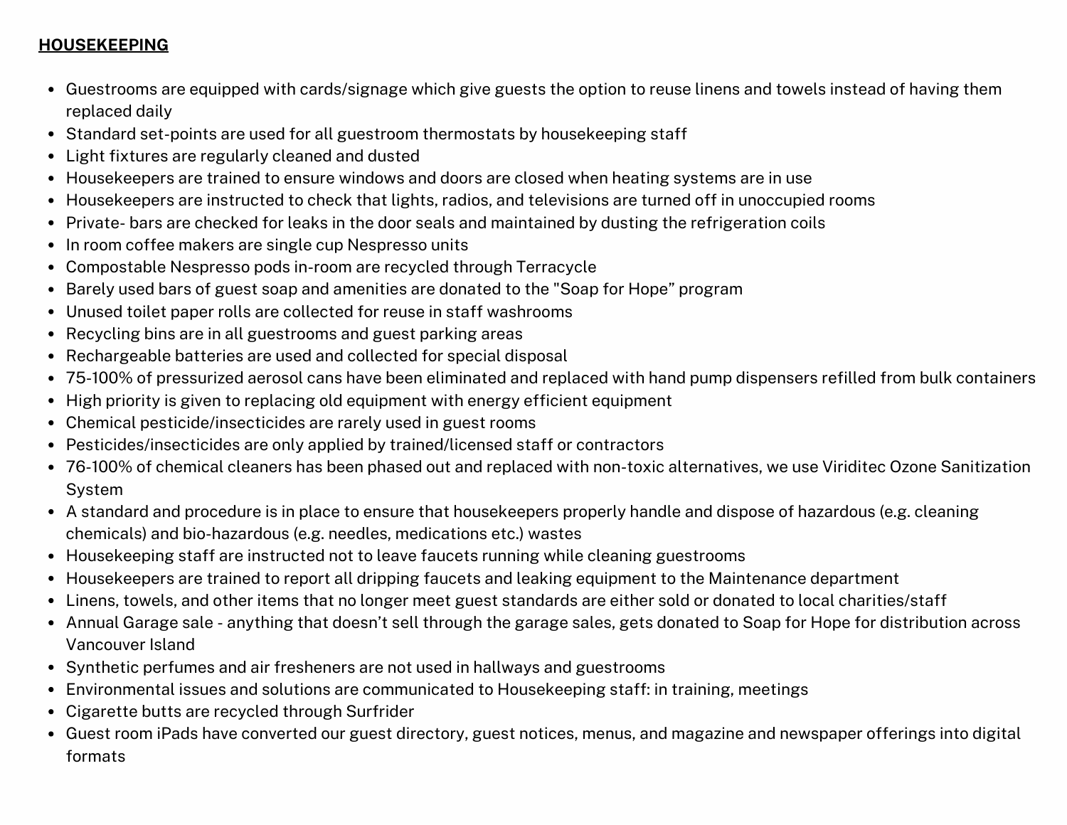**HOUSEKEEPING**

- Guestrooms are equipped with cards/signage which give guests the option to reuse linens and towels instead of having them replaced daily
- Standard set-points are used for all guestroom thermostats by housekeeping staff
- Light fixtures are regularly cleaned and dusted
- Housekeepers are trained to ensure windows and doors are closed when heating systems are in use
- Housekeepers are instructed to check that lights, radios, and televisions are turned off in unoccupied rooms
- Private- bars are checked for leaks in the door seals and maintained by dusting the refrigeration coils
- In room coffee makers are single cup Nespresso units
- Compostable Nespresso pods in-room are recycled through Terracycle
- Barely used bars of guest soap and amenities are donated to the "Soap for Hope" program
- Unused toilet paper rolls are collected for reuse in staff washrooms
- Recycling bins are in all guestrooms and guest parking areas
- Rechargeable batteries are used and collected for special disposal
- 75-100% of pressurized aerosol cans have been eliminated and replaced with hand pump dispensers refilled from bulk containers
- High priority is given to replacing old equipment with energy efficient equipment
- Chemical pesticide/insecticides are rarely used in guest rooms
- Pesticides/insecticides are only applied by trained/licensed staff or contractors
- 76-100% of chemical cleaners has been phased out and replaced with non-toxic alternatives, we use Viriditec Ozone Sanitization System
- A standard and procedure is in place to ensure that housekeepers properly handle and dispose of hazardous (e.g. cleaning chemicals) and bio-hazardous (e.g. needles, medications etc.) wastes
- Housekeeping staff are instructed not to leave faucets running while cleaning guestrooms
- Housekeepers are trained to report all dripping faucets and leaking equipment to the Maintenance department
- Linens, towels, and other items that no longer meet guest standards are either sold or donated to local charities/staff
- Annual Garage sale - anything that doesn't sell through the garage sales, gets donated to Soap for Hope for distribution across Vancouver Island
- Synthetic perfumes and air fresheners are not used in hallways and guestrooms
- Environmental issues and solutions are communicated to Housekeeping staff: in training, meetings
- Cigarette butts are recycled through Surfrider
- Guest room iPads have converted our guest directory, guest notices, menus, and magazine and newspaper offerings into digital formats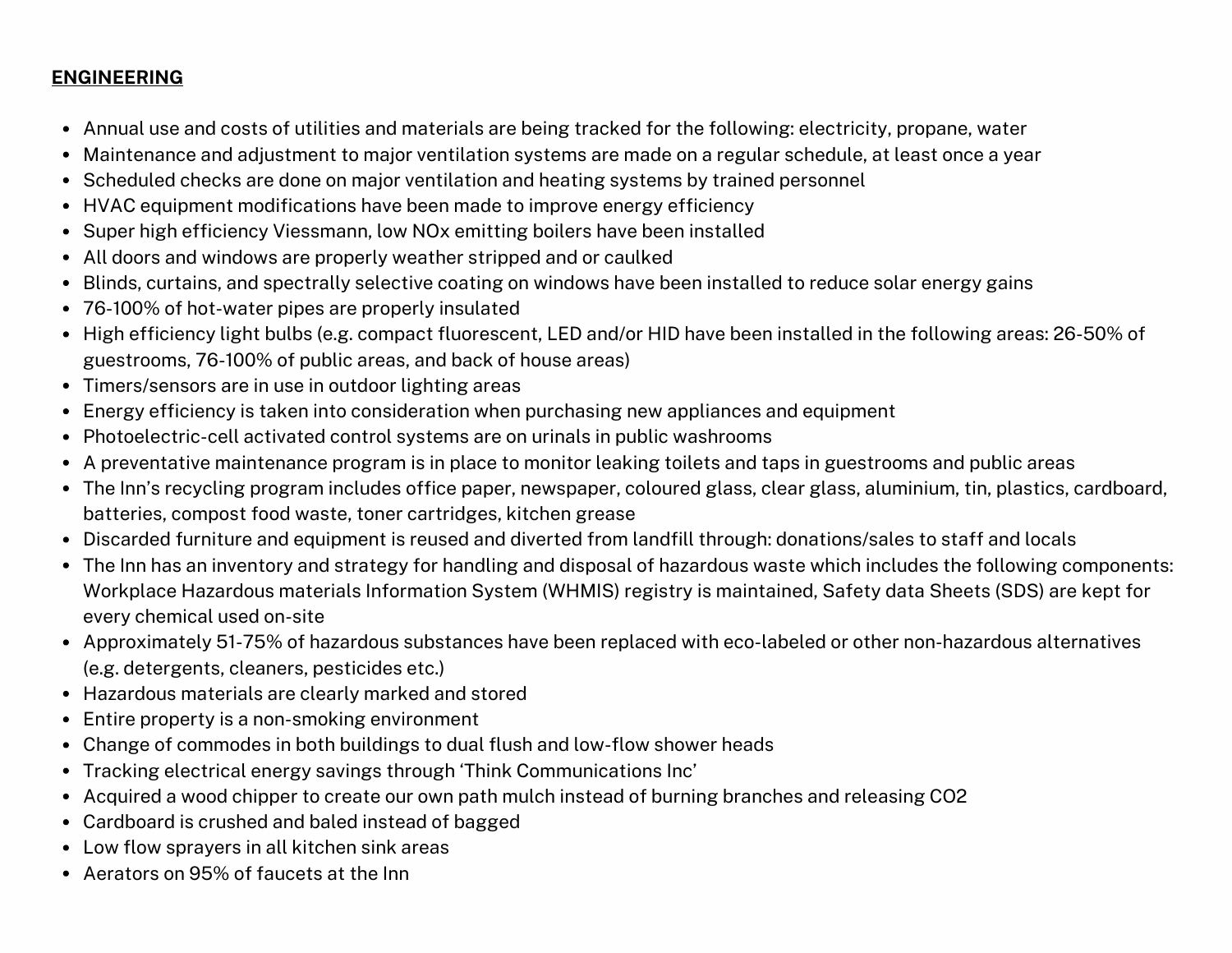**ENGINEERING**

- Annual use and costs of utilities and materials are being tracked for the following: electricity, propane, water
- Maintenance and adjustment to major ventilation systems are made on a regular schedule, at least once a year
- Scheduled checks are done on major ventilation and heating systems by trained personnel
- HVAC equipment modifications have been made to improve energy efficiency
- Super high efficiency Viessmann, low NOx emitting boilers have been installed
- All doors and windows are properly weather stripped and or caulked
- Blinds, curtains, and spectrally selective coating on windows have been installed to reduce solar energy gains
- 76-100% of hot-water pipes are properly insulated
- High efficiency light bulbs (e.g. compact fluorescent, LED and/or HID have been installed in the following areas: 26-50% of guestrooms, 76-100% of public areas, and back of house areas)
- Timers/sensors are in use in outdoor lighting areas
- Energy efficiency is taken into consideration when purchasing new appliances and equipment
- Photoelectric-cell activated control systems are on urinals in public washrooms
- A preventative maintenance program is in place to monitor leaking toilets and taps in guestrooms and public areas
- The Inn's recycling program includes office paper, newspaper, coloured glass, clear glass, aluminium, tin, plastics, cardboard, batteries, compost food waste, toner cartridges, kitchen grease
- Discarded furniture and equipment is reused and diverted from landfill through: donations/sales to staff and locals
- The Inn has an inventory and strategy for handling and disposal of hazardous waste which includes the following components: Workplace Hazardous materials Information System (WHMIS) registry is maintained, Safety data Sheets (SDS) are kept for every chemical used on-site
- Approximately 51-75% of hazardous substances have been replaced with eco-labeled or other non-hazardous alternatives (e.g. detergents, cleaners, pesticides etc.)
- Hazardous materials are clearly marked and stored
- Entire property is a non-smoking environment
- Change of commodes in both buildings to dual flush and low-flow shower heads
- Tracking electrical energy savings through 'Think Communications Inc'
- Acquired a wood chipper to create our own path mulch instead of burning branches and releasing $CO_2$
- Cardboard is crushed and baled instead of bagged
- Low flow sprayers in all kitchen sink areas
- Aerators on 95% of faucets at the Inn